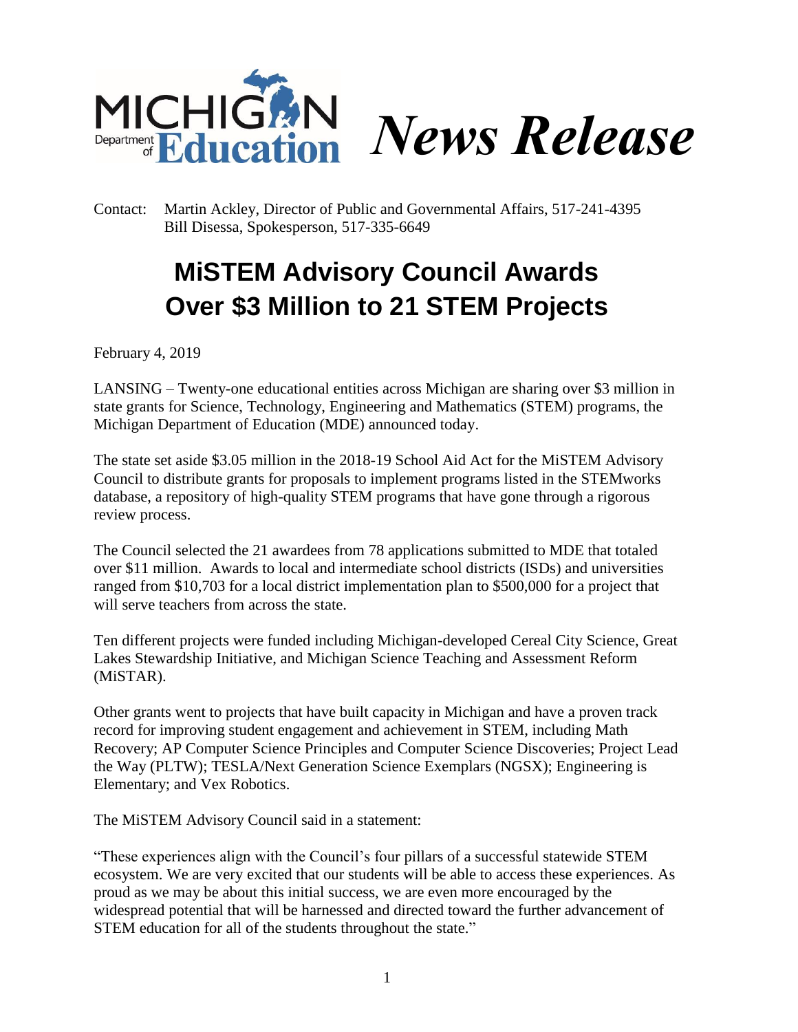# Michigan Department of Education *News Release*

Contact: Martin Ackley, Director of Public and Governmental Affairs, 517-241-4395
Bill Disessa, Spokesperson, 517-335-6649

## MiSTEM Advisory Council Awards Over $3 Million to 21 STEM Projects

February 4, 2019

LANSING – Twenty-one educational entities across Michigan are sharing over $3 million in state grants for Science, Technology, Engineering and Mathematics (STEM) programs, the Michigan Department of Education (MDE) announced today.

The state set aside $3.05 million in the 2018-19 School Aid Act for the MiSTEM Advisory Council to distribute grants for proposals to implement programs listed in the STEMworks database, a repository of high-quality STEM programs that have gone through a rigorous review process.

The Council selected the 21 awardees from 78 applications submitted to MDE that totaled over $11 million. Awards to local and intermediate school districts (ISDs) and universities ranged from $10,703 for a local district implementation plan to $500,000 for a project that will serve teachers from across the state.

Ten different projects were funded including Michigan-developed Cereal City Science, Great Lakes Stewardship Initiative, and Michigan Science Teaching and Assessment Reform (MiSTAR).

Other grants went to projects that have built capacity in Michigan and have a proven track record for improving student engagement and achievement in STEM, including Math Recovery; AP Computer Science Principles and Computer Science Discoveries; Project Lead the Way (PLTW); TESLA/Next Generation Science Exemplars (NGSX); Engineering is Elementary; and Vex Robotics.

The MiSTEM Advisory Council said in a statement:

"These experiences align with the Council's four pillars of a successful statewide STEM ecosystem. We are very excited that our students will be able to access these experiences. As proud as we may be about this initial success, we are even more encouraged by the widespread potential that will be harnessed and directed toward the further advancement of STEM education for all of the students throughout the state."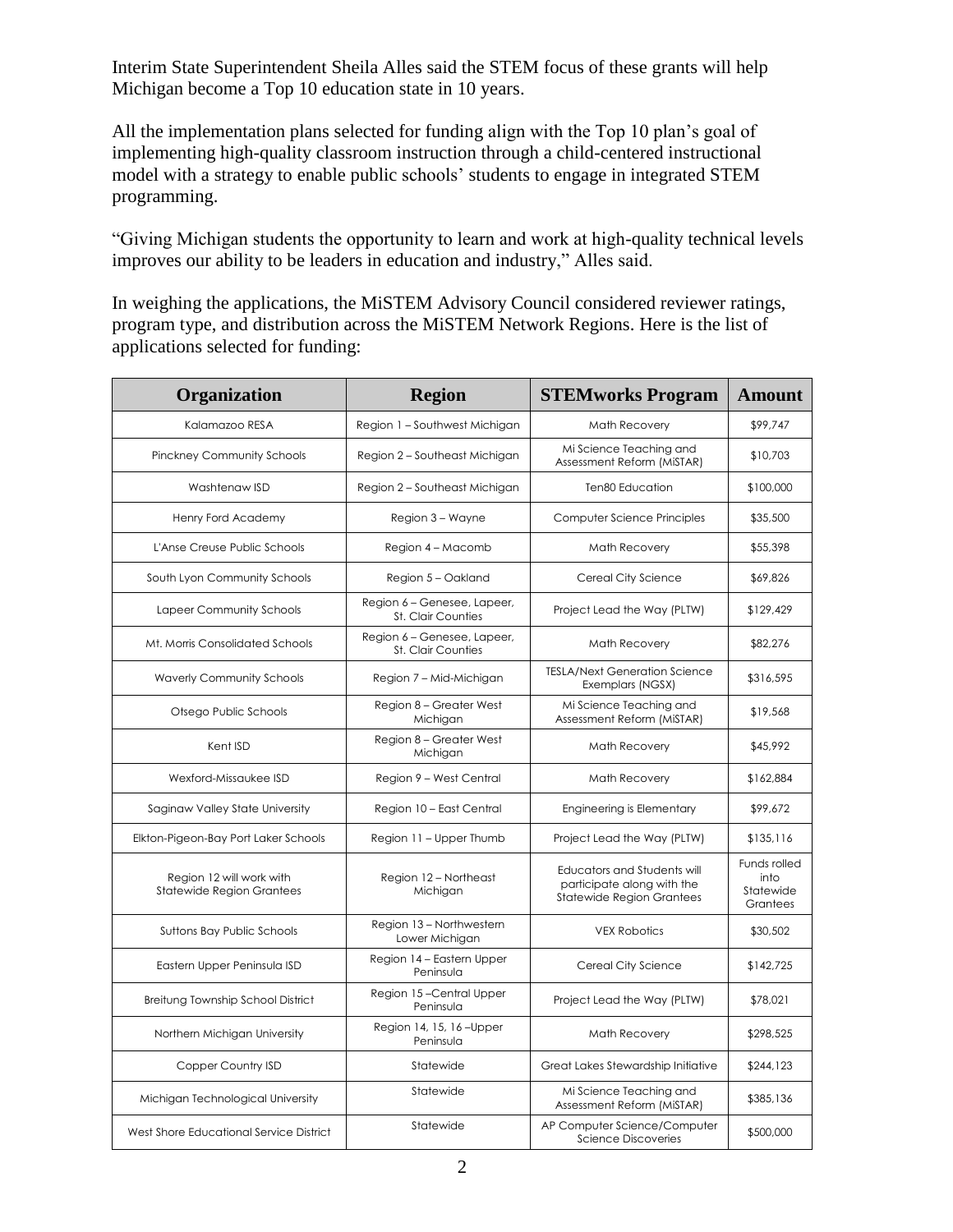Interim State Superintendent Sheila Alles said the STEM focus of these grants will help Michigan become a Top 10 education state in 10 years.

All the implementation plans selected for funding align with the Top 10 plan's goal of implementing high-quality classroom instruction through a child-centered instructional model with a strategy to enable public schools' students to engage in integrated STEM programming.

"Giving Michigan students the opportunity to learn and work at high-quality technical levels improves our ability to be leaders in education and industry," Alles said.

In weighing the applications, the MiSTEM Advisory Council considered reviewer ratings, program type, and distribution across the MiSTEM Network Regions. Here is the list of applications selected for funding:

| Organization | Region | STEMworks Program | Amount |
|---|---|---|---|
| Kalamazoo RESA | Region 1 – Southwest Michigan | Math Recovery | $99,747 |
| Pinckney Community Schools | Region 2 – Southeast Michigan | Mi Science Teaching and Assessment Reform (MiSTAR) | $10,703 |
| Washtenaw ISD | Region 2 – Southeast Michigan | Ten80 Education | $100,000 |
| Henry Ford Academy | Region 3 – Wayne | Computer Science Principles | $35,500 |
| L'Anse Creuse Public Schools | Region 4 – Macomb | Math Recovery | $55,398 |
| South Lyon Community Schools | Region 5 – Oakland | Cereal City Science | $69,826 |
| Lapeer Community Schools | Region 6 – Genesee, Lapeer, St. Clair Counties | Project Lead the Way (PLTW) | $129,429 |
| Mt. Morris Consolidated Schools | Region 6 – Genesee, Lapeer, St. Clair Counties | Math Recovery | $82,276 |
| Waverly Community Schools | Region 7 – Mid-Michigan | TESLA/Next Generation Science Exemplars (NGSX) | $316,595 |
| Otsego Public Schools | Region 8 – Greater West Michigan | Mi Science Teaching and Assessment Reform (MiSTAR) | $19,568 |
| Kent ISD | Region 8 – Greater West Michigan | Math Recovery | $45,992 |
| Wexford-Missaukee ISD | Region 9 – West Central | Math Recovery | $162,884 |
| Saginaw Valley State University | Region 10 – East Central | Engineering is Elementary | $99,672 |
| Elkton-Pigeon-Bay Port Laker Schools | Region 11 – Upper Thumb | Project Lead the Way (PLTW) | $135,116 |
| Region 12 will work with Statewide Region Grantees | Region 12 – Northeast Michigan | Educators and Students will participate along with the Statewide Region Grantees | Funds rolled into Statewide Grantees |
| Suttons Bay Public Schools | Region 13 – Northwestern Lower Michigan | VEX Robotics | $30,502 |
| Eastern Upper Peninsula ISD | Region 14 – Eastern Upper Peninsula | Cereal City Science | $142,725 |
| Breitung Township School District | Region 15 –Central Upper Peninsula | Project Lead the Way (PLTW) | $78,021 |
| Northern Michigan University | Region 14, 15, 16 –Upper Peninsula | Math Recovery | $298,525 |
| Copper Country ISD | Statewide | Great Lakes Stewardship Initiative | $244,123 |
| Michigan Technological University | Statewide | Mi Science Teaching and Assessment Reform (MiSTAR) | $385,136 |
| West Shore Educational Service District | Statewide | AP Computer Science/Computer Science Discoveries | $500,000 |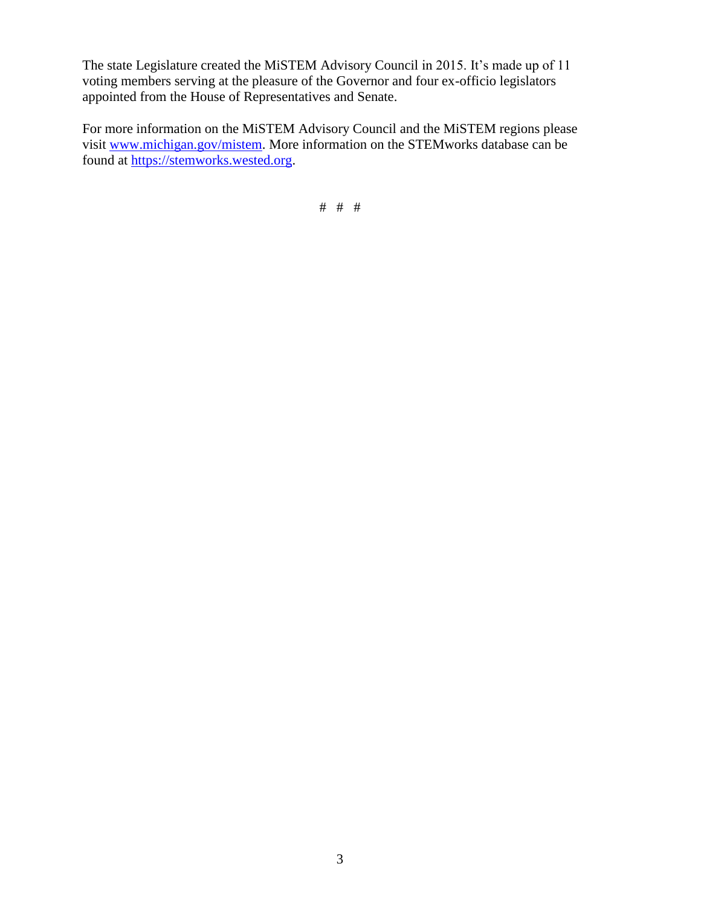The state Legislature created the MiSTEM Advisory Council in 2015. It's made up of 11 voting members serving at the pleasure of the Governor and four ex-officio legislators appointed from the House of Representatives and Senate.

For more information on the MiSTEM Advisory Council and the MiSTEM regions please visit www.michigan.gov/mistem. More information on the STEMworks database can be found at https://stemworks.wested.org.

# # #